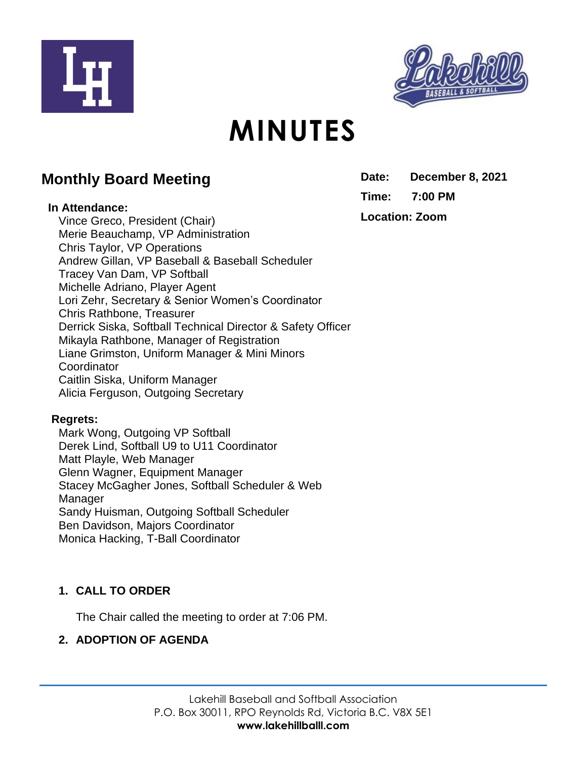# MINUTES

## Monthly Board Meeting

**Date:** December 8, 2021

**Time:** 7:00 PM

**Location:** Zoom

**In Attendance:**

Vince Greco, President (Chair)
Merie Beauchamp, VP Administration
Chris Taylor, VP Operations
Andrew Gillan, VP Baseball & Baseball Scheduler
Tracey Van Dam, VP Softball
Michelle Adriano, Player Agent
Lori Zehr, Secretary & Senior Women's Coordinator
Chris Rathbone, Treasurer
Derrick Siska, Softball Technical Director & Safety Officer
Mikayla Rathbone, Manager of Registration
Liane Grimston, Uniform Manager & Mini Minors Coordinator
Caitlin Siska, Uniform Manager
Alicia Ferguson, Outgoing Secretary

**Regrets:**

Mark Wong, Outgoing VP Softball
Derek Lind, Softball U9 to U11 Coordinator
Matt Playle, Web Manager
Glenn Wagner, Equipment Manager
Stacey McGagher Jones, Softball Scheduler & Web Manager
Sandy Huisman, Outgoing Softball Scheduler
Ben Davidson, Majors Coordinator
Monica Hacking, T-Ball Coordinator

### 1. CALL TO ORDER

The Chair called the meeting to order at 7:06 PM.

### 2. ADOPTION OF AGENDA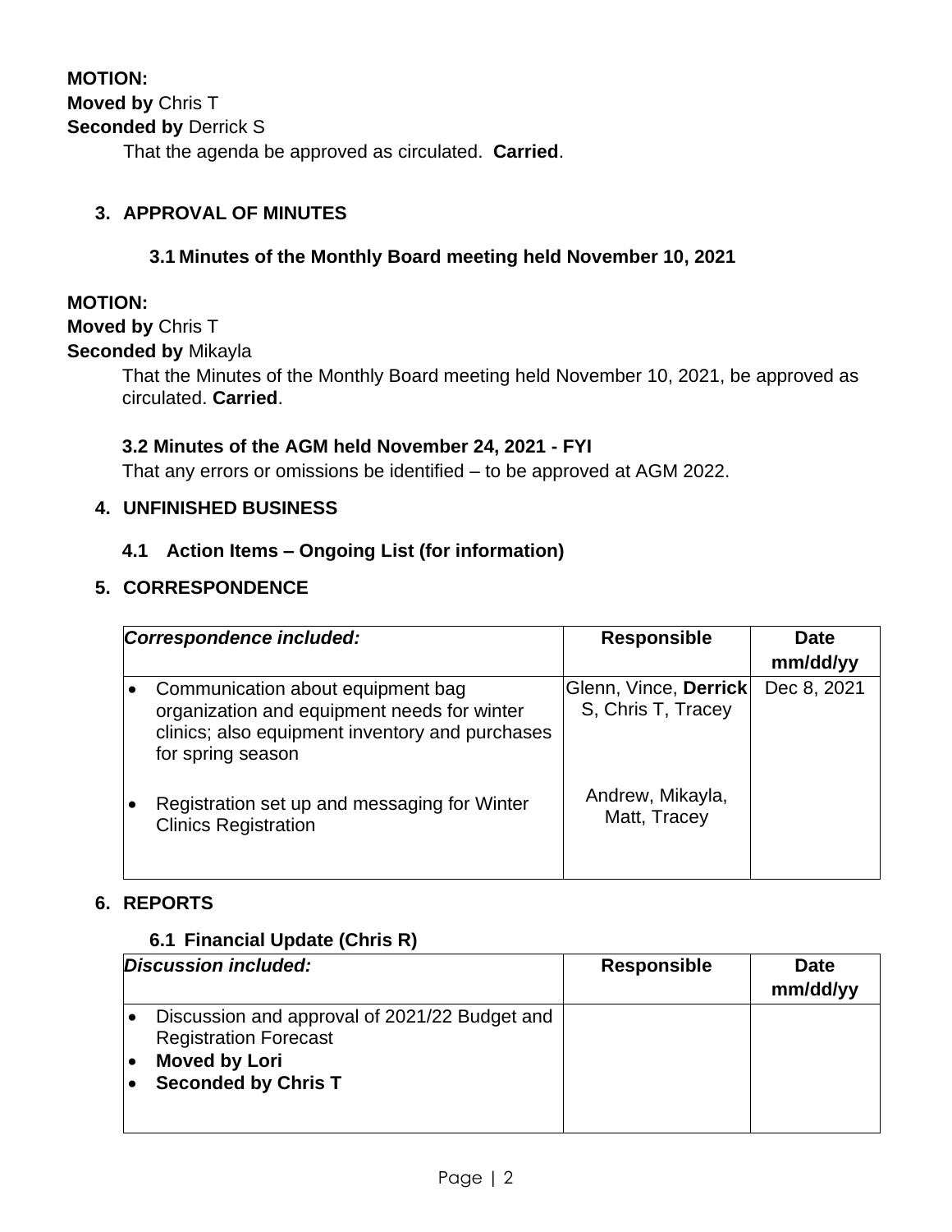**MOTION:**
**Moved by** Chris T
**Seconded by** Derrick S

That the agenda be approved as circulated. **Carried**.

### 3. APPROVAL OF MINUTES

#### 3.1 Minutes of the Monthly Board meeting held November 10, 2021

**MOTION:**
**Moved by** Chris T
**Seconded by** Mikayla

That the Minutes of the Monthly Board meeting held November 10, 2021, be approved as circulated. **Carried**.

#### 3.2 Minutes of the AGM held November 24, 2021 - FYI

That any errors or omissions be identified – to be approved at AGM 2022.

### 4. UNFINISHED BUSINESS

#### 4.1 Action Items – Ongoing List (for information)

### 5. CORRESPONDENCE

| *Correspondence included:* | Responsible | Date mm/dd/yy |
|---|---|---|
| • Communication about equipment bag organization and equipment needs for winter clinics; also equipment inventory and purchases for spring season | Glenn, Vince, **Derrick** S, Chris T, Tracey | Dec 8, 2021 |
| • Registration set up and messaging for Winter Clinics Registration | Andrew, Mikayla, Matt, Tracey | |

### 6. REPORTS

#### 6.1 Financial Update (Chris R)

| *Discussion included:* | Responsible | Date mm/dd/yy |
|---|---|---|
| • Discussion and approval of 2021/22 Budget and Registration Forecast<br>• **Moved by Lori**<br>• **Seconded by Chris T** | | |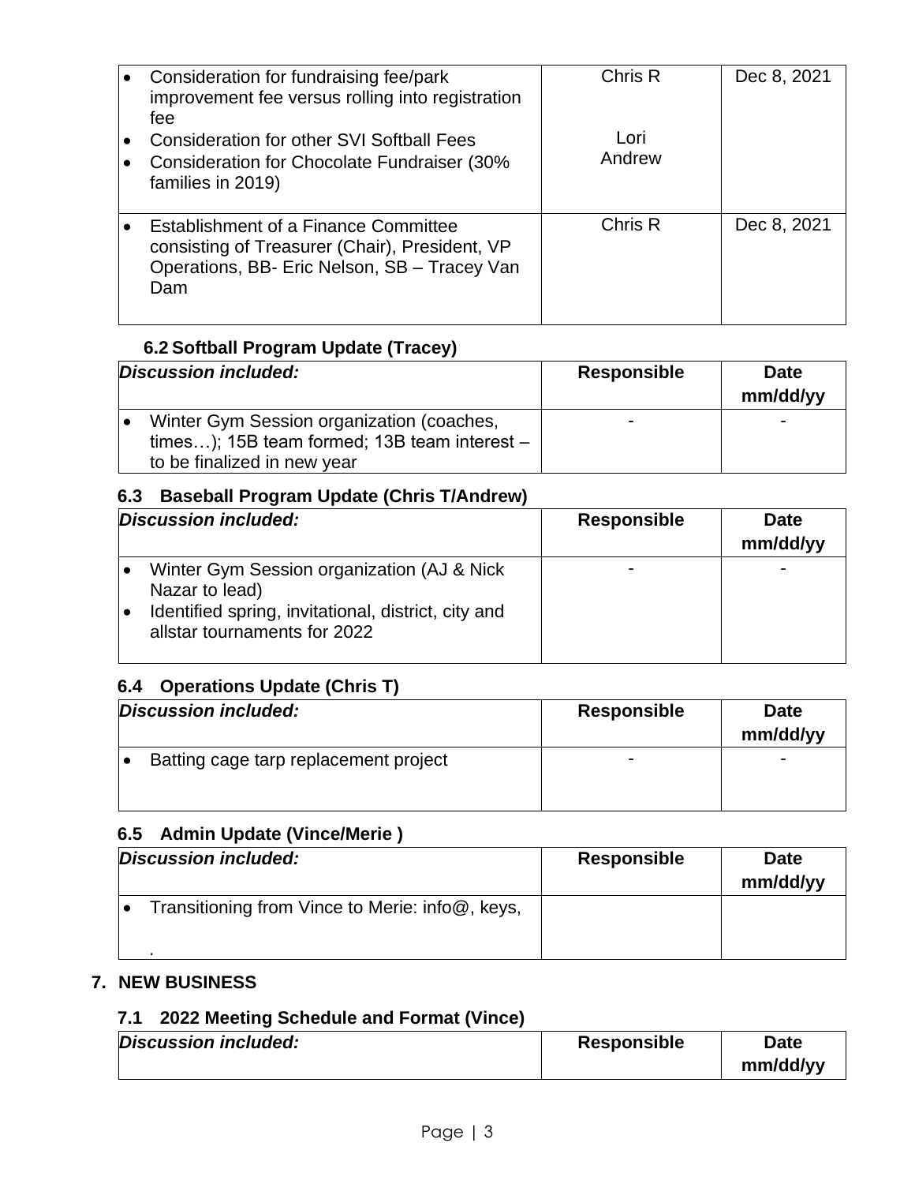| | | |
|---|---|---|
| • Consideration for fundraising fee/park improvement fee versus rolling into registration fee<br>• Consideration for other SVI Softball Fees<br>• Consideration for Chocolate Fundraiser (30% families in 2019) | Chris R<br><br>Lori<br>Andrew | Dec 8, 2021 |
| • Establishment of a Finance Committee consisting of Treasurer (Chair), President, VP Operations, BB- Eric Nelson, SB – Tracey Van Dam | Chris R | Dec 8, 2021 |

### 6.2 Softball Program Update (Tracey)

| *Discussion included:* | **Responsible** | **Date mm/dd/yy** |
|---|---|---|
| • Winter Gym Session organization (coaches, times…); 15B team formed; 13B team interest – to be finalized in new year | - | - |

### 6.3 Baseball Program Update (Chris T/Andrew)

| *Discussion included:* | **Responsible** | **Date mm/dd/yy** |
|---|---|---|
| • Winter Gym Session organization (AJ & Nick Nazar to lead)<br>• Identified spring, invitational, district, city and allstar tournaments for 2022 | - | - |

### 6.4 Operations Update (Chris T)

| *Discussion included:* | **Responsible** | **Date mm/dd/yy** |
|---|---|---|
| • Batting cage tarp replacement project | - | - |

### 6.5 Admin Update (Vince/Merie )

| *Discussion included:* | **Responsible** | **Date mm/dd/yy** |
|---|---|---|
| • Transitioning from Vince to Merie: info@, keys,<br>. | | |

## 7. NEW BUSINESS

### 7.1 2022 Meeting Schedule and Format (Vince)

| *Discussion included:* | **Responsible** | **Date mm/dd/yy** |
|---|---|---|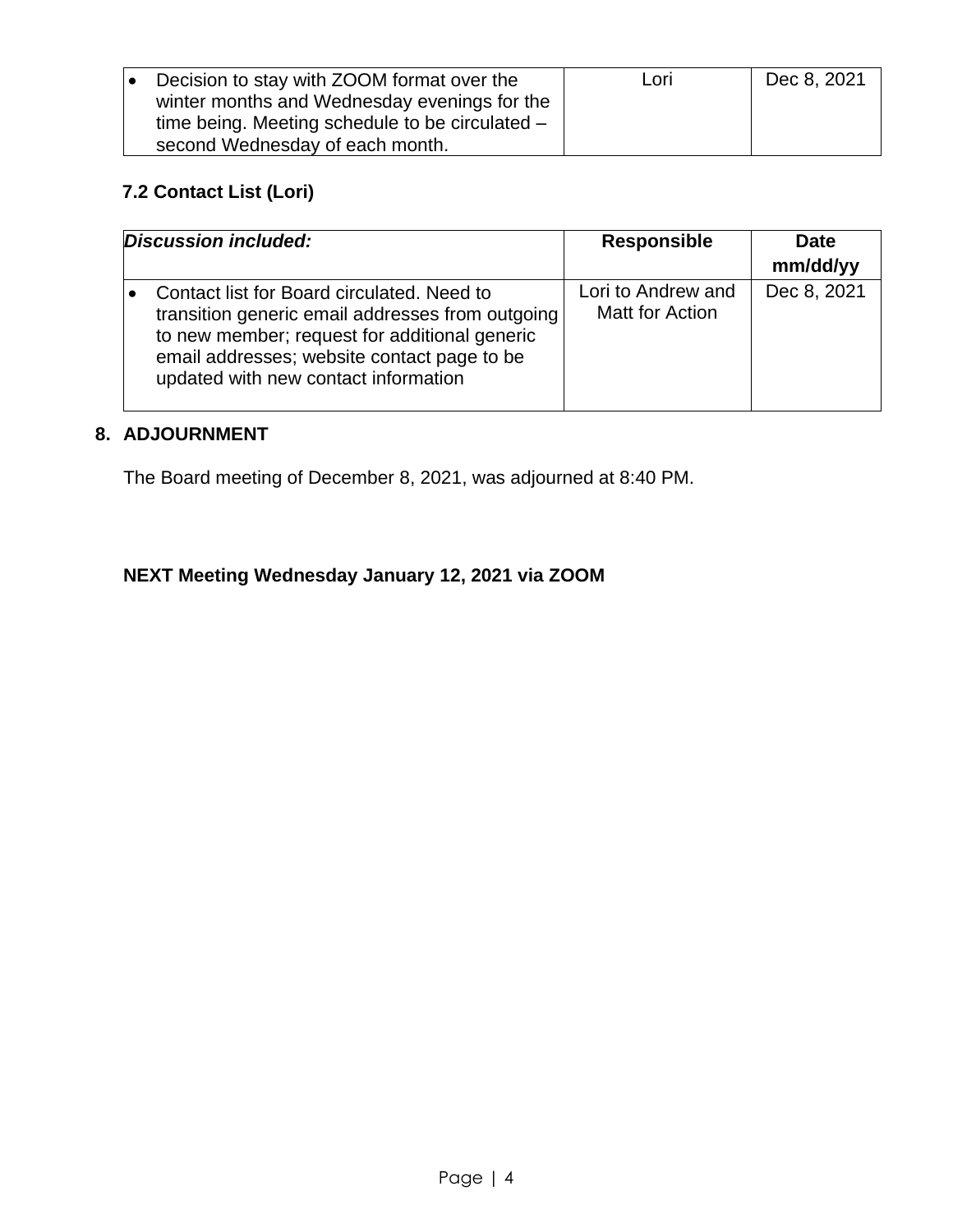| | | |
|---|---|---|
| • Decision to stay with ZOOM format over the winter months and Wednesday evenings for the time being. Meeting schedule to be circulated – second Wednesday of each month. | Lori | Dec 8, 2021 |

**7.2 Contact List (Lori)**

| ***Discussion included:*** | **Responsible** | **Date mm/dd/yy** |
|---|---|---|
| • Contact list for Board circulated. Need to transition generic email addresses from outgoing to new member; request for additional generic email addresses; website contact page to be updated with new contact information | Lori to Andrew and Matt for Action | Dec 8, 2021 |

## 8. ADJOURNMENT

The Board meeting of December 8, 2021, was adjourned at 8:40 PM.

**NEXT Meeting Wednesday January 12, 2021 via ZOOM**